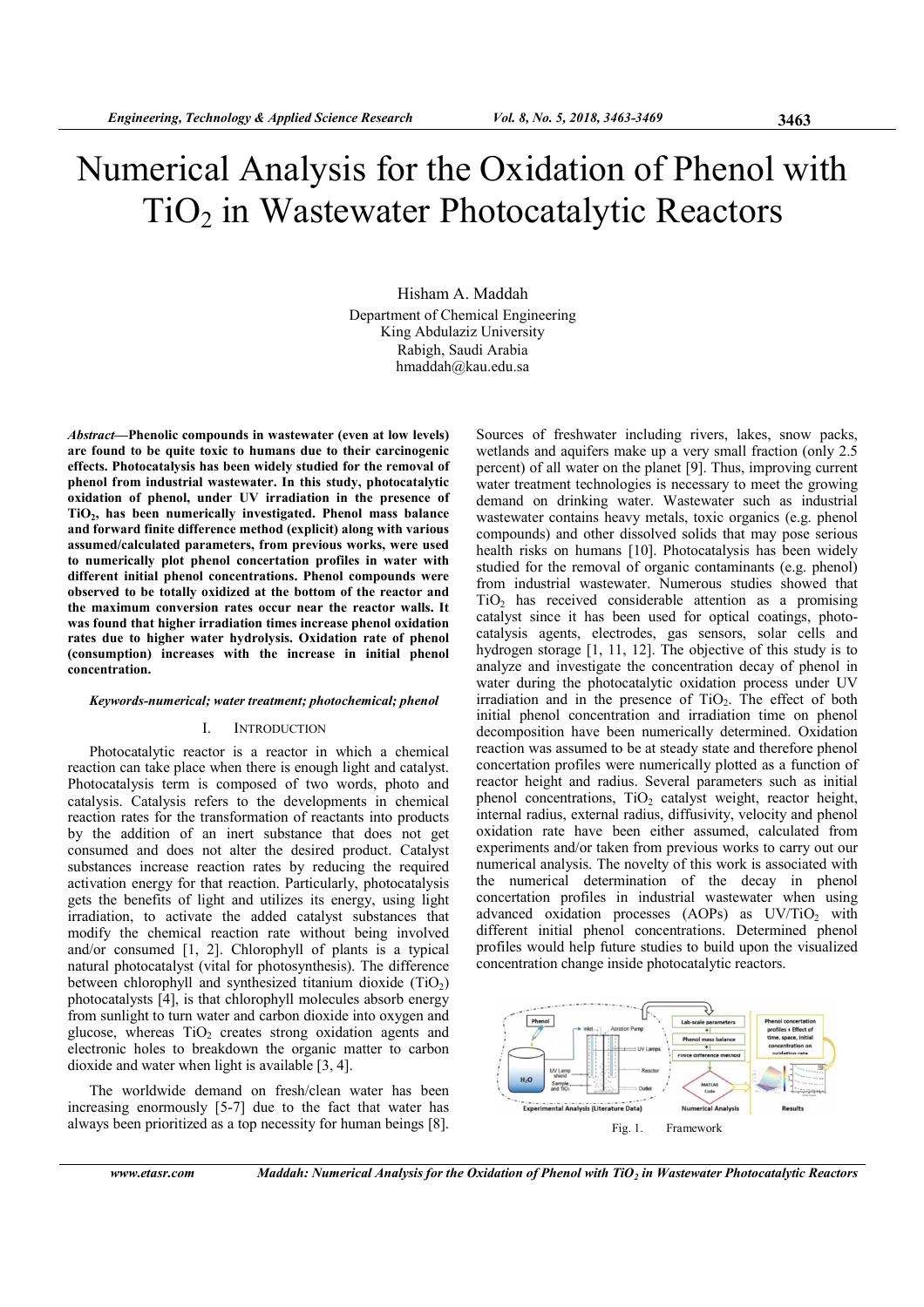# Numerical Analysis for the Oxidation of Phenol with $TiO_2$ in Wastewater Photocatalytic Reactors

Hisham A. Maddah
Department of Chemical Engineering
King Abdulaziz University
Rabigh, Saudi Arabia
hmaddah@kau.edu.sa

***Abstract*—Phenolic compounds in wastewater (even at low levels) are found to be quite toxic to humans due to their carcinogenic effects. Photocatalysis has been widely studied for the removal of phenol from industrial wastewater. In this study, photocatalytic oxidation of phenol, under UV irradiation in the presence of $TiO_2$, has been numerically investigated. Phenol mass balance and forward finite difference method (explicit) along with various assumed/calculated parameters, from previous works, were used to numerically plot phenol concertation profiles in water with different initial phenol concentrations. Phenol compounds were observed to be totally oxidized at the bottom of the reactor and the maximum conversion rates occur near the reactor walls. It was found that higher irradiation times increase phenol oxidation rates due to higher water hydrolysis. Oxidation rate of phenol (consumption) increases with the increase in initial phenol concentration.**

***Keywords-numerical; water treatment; photochemical; phenol***

## I. INTRODUCTION

Photocatalytic reactor is a reactor in which a chemical reaction can take place when there is enough light and catalyst. Photocatalysis term is composed of two words, photo and catalysis. Catalysis refers to the developments in chemical reaction rates for the transformation of reactants into products by the addition of an inert substance that does not get consumed and does not alter the desired product. Catalyst substances increase reaction rates by reducing the required activation energy for that reaction. Particularly, photocatalysis gets the benefits of light and utilizes its energy, using light irradiation, to activate the added catalyst substances that modify the chemical reaction rate without being involved and/or consumed [1, 2]. Chlorophyll of plants is a typical natural photocatalyst (vital for photosynthesis). The difference between chlorophyll and synthesized titanium dioxide ($TiO_2$) photocatalysts [4], is that chlorophyll molecules absorb energy from sunlight to turn water and carbon dioxide into oxygen and glucose, whereas $TiO_2$ creates strong oxidation agents and electronic holes to breakdown the organic matter to carbon dioxide and water when light is available [3, 4].

The worldwide demand on fresh/clean water has been increasing enormously [5-7] due to the fact that water has always been prioritized as a top necessity for human beings [8]. Sources of freshwater including rivers, lakes, snow packs, wetlands and aquifers make up a very small fraction (only 2.5 percent) of all water on the planet [9]. Thus, improving current water treatment technologies is necessary to meet the growing demand on drinking water. Wastewater such as industrial wastewater contains heavy metals, toxic organics (e.g. phenol compounds) and other dissolved solids that may pose serious health risks on humans [10]. Photocatalysis has been widely studied for the removal of organic contaminants (e.g. phenol) from industrial wastewater. Numerous studies showed that $TiO_2$ has received considerable attention as a promising catalyst since it has been used for optical coatings, photocatalysis agents, electrodes, gas sensors, solar cells and hydrogen storage [1, 11, 12]. The objective of this study is to analyze and investigate the concentration decay of phenol in water during the photocatalytic oxidation process under UV irradiation and in the presence of $TiO_2$. The effect of both initial phenol concentration and irradiation time on phenol decomposition have been numerically determined. Oxidation reaction was assumed to be at steady state and therefore phenol concertation profiles were numerically plotted as a function of reactor height and radius. Several parameters such as initial phenol concentrations, $TiO_2$ catalyst weight, reactor height, internal radius, external radius, diffusivity, velocity and phenol oxidation rate have been either assumed, calculated from experiments and/or taken from previous works to carry out our numerical analysis. The novelty of this work is associated with the numerical determination of the decay in phenol concertation profiles in industrial wastewater when using advanced oxidation processes (AOPs) as UV/$TiO_2$ with different initial phenol concentrations. Determined phenol profiles would help future studies to build upon the visualized concentration change inside photocatalytic reactors.

Fig. 1. Framework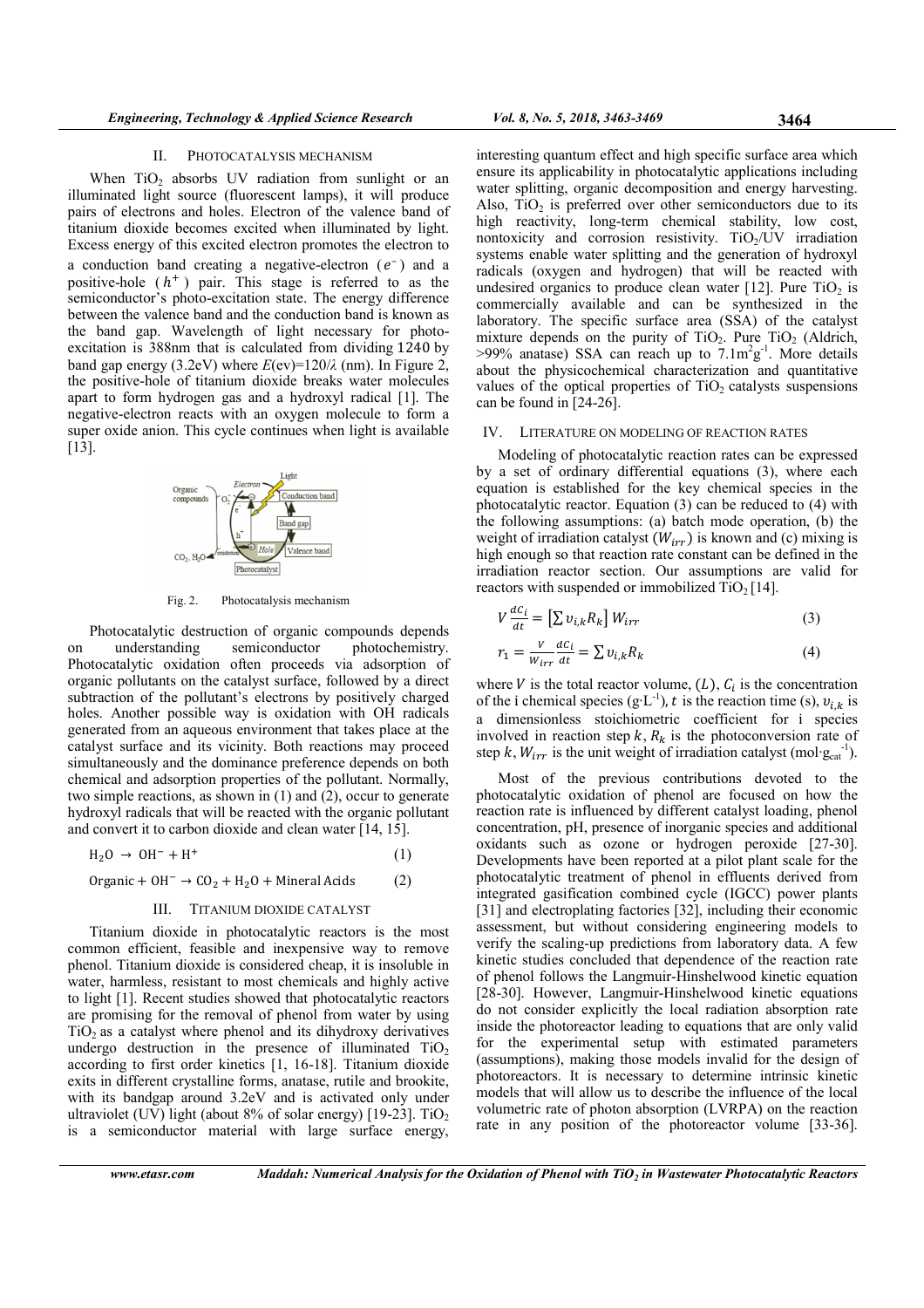## II. PHOTOCATALYSIS MECHANISM

When $TiO_2$ absorbs UV radiation from sunlight or an illuminated light source (fluorescent lamps), it will produce pairs of electrons and holes. Electron of the valence band of titanium dioxide becomes excited when illuminated by light. Excess energy of this excited electron promotes the electron to a conduction band creating a negative-electron ($e^-$) and a positive-hole ($h^+$) pair. This stage is referred to as the semiconductor's photo-excitation state. The energy difference between the valence band and the conduction band is known as the band gap. Wavelength of light necessary for photo-excitation is 388nm that is calculated from dividing 1240 by band gap energy (3.2eV) where $E$(ev)=120/$\lambda$ (nm). In Figure 2, the positive-hole of titanium dioxide breaks water molecules apart to form hydrogen gas and a hydroxyl radical [1]. The negative-electron reacts with an oxygen molecule to form a super oxide anion. This cycle continues when light is available [13].

Fig. 2. Photocatalysis mechanism

Photocatalytic destruction of organic compounds depends on understanding semiconductor photochemistry. Photocatalytic oxidation often proceeds via adsorption of organic pollutants on the catalyst surface, followed by a direct subtraction of the pollutant's electrons by positively charged holes. Another possible way is oxidation with OH radicals generated from an aqueous environment that takes place at the catalyst surface and its vicinity. Both reactions may proceed simultaneously and the dominance preference depends on both chemical and adsorption properties of the pollutant. Normally, two simple reactions, as shown in (1) and (2), occur to generate hydroxyl radicals that will be reacted with the organic pollutant and convert it to carbon dioxide and clean water [14, 15].

$$H_2O \rightarrow OH^- + H^+ \tag{1}$$

$$\text{Organic} + OH^- \rightarrow CO_2 + H_2O + \text{Mineral Acids} \tag{2}$$

## III. TITANIUM DIOXIDE CATALYST

Titanium dioxide in photocatalytic reactors is the most common efficient, feasible and inexpensive way to remove phenol. Titanium dioxide is considered cheap, it is insoluble in water, harmless, resistant to most chemicals and highly active to light [1]. Recent studies showed that photocatalytic reactors are promising for the removal of phenol from water by using $TiO_2$ as a catalyst where phenol and its dihydroxy derivatives undergo destruction in the presence of illuminated $TiO_2$ according to first order kinetics [1, 16-18]. Titanium dioxide exits in different crystalline forms, anatase, rutile and brookite, with its bandgap around 3.2eV and is activated only under ultraviolet (UV) light (about 8% of solar energy) [19-23]. $TiO_2$ is a semiconductor material with large surface energy, interesting quantum effect and high specific surface area which ensure its applicability in photocatalytic applications including water splitting, organic decomposition and energy harvesting. Also, $TiO_2$ is preferred over other semiconductors due to its high reactivity, long-term chemical stability, low cost, nontoxicity and corrosion resistivity. $TiO_2$/UV irradiation systems enable water splitting and the generation of hydroxyl radicals (oxygen and hydrogen) that will be reacted with undesired organics to produce clean water [12]. Pure $TiO_2$ is commercially available and can be synthesized in the laboratory. The specific surface area (SSA) of the catalyst mixture depends on the purity of $TiO_2$. Pure $TiO_2$ (Aldrich, >99% anatase) SSA can reach up to $7.1m^2g^{-1}$. More details about the physicochemical characterization and quantitative values of the optical properties of $TiO_2$ catalysts suspensions can be found in [24-26].

## IV. LITERATURE ON MODELING OF REACTION RATES

Modeling of photocatalytic reaction rates can be expressed by a set of ordinary differential equations (3), where each equation is established for the key chemical species in the photocatalytic reactor. Equation (3) can be reduced to (4) with the following assumptions: (a) batch mode operation, (b) the weight of irradiation catalyst ($W_{irr}$) is known and (c) mixing is high enough so that reaction rate constant can be defined in the irradiation reactor section. Our assumptions are valid for reactors with suspended or immobilized $TiO_2$ [14].

$$V\frac{dC_i}{dt} = \left[\sum v_{i,k}R_k\right]W_{irr} \tag{3}$$

$$r_1 = \frac{V}{W_{irr}}\frac{dC_i}{dt} = \sum v_{i,k}R_k \tag{4}$$

where $V$ is the total reactor volume, $(L)$, $C_i$ is the concentration of the i chemical species ($g \cdot L^{-1}$), $t$ is the reaction time (s), $v_{i,k}$ is a dimensionless stoichiometric coefficient for i species involved in reaction step $k$, $R_k$ is the photoconversion rate of step $k$, $W_{irr}$ is the unit weight of irradiation catalyst ($mol \cdot g_{cat}^{-1}$).

Most of the previous contributions devoted to the photocatalytic oxidation of phenol are focused on how the reaction rate is influenced by different catalyst loading, phenol concentration, pH, presence of inorganic species and additional oxidants such as ozone or hydrogen peroxide [27-30]. Developments have been reported at a pilot plant scale for the photocatalytic treatment of phenol in effluents derived from integrated gasification combined cycle (IGCC) power plants [31] and electroplating factories [32], including their economic assessment, but without considering engineering models to verify the scaling-up predictions from laboratory data. A few kinetic studies concluded that dependence of the reaction rate of phenol follows the Langmuir-Hinshelwood kinetic equation [28-30]. However, Langmuir-Hinshelwood kinetic equations do not consider explicitly the local radiation absorption rate inside the photoreactor leading to equations that are only valid for the experimental setup with estimated parameters (assumptions), making those models invalid for the design of photoreactors. It is necessary to determine intrinsic kinetic models that will allow us to describe the influence of the local volumetric rate of photon absorption (LVRPA) on the reaction rate in any position of the photoreactor volume [33-36].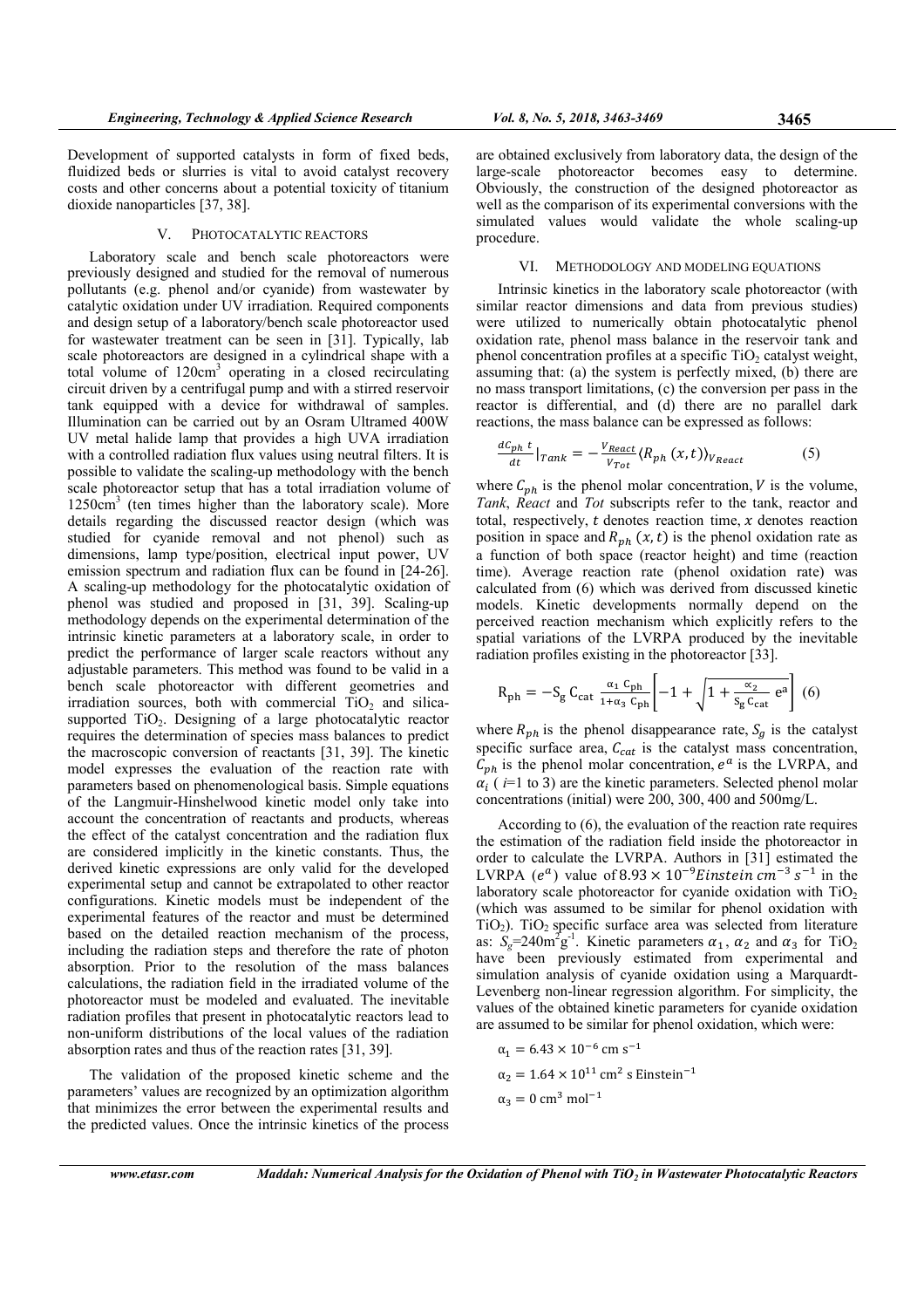Development of supported catalysts in form of fixed beds, fluidized beds or slurries is vital to avoid catalyst recovery costs and other concerns about a potential toxicity of titanium dioxide nanoparticles [37, 38].

## V. PHOTOCATALYTIC REACTORS

Laboratory scale and bench scale photoreactors were previously designed and studied for the removal of numerous pollutants (e.g. phenol and/or cyanide) from wastewater by catalytic oxidation under UV irradiation. Required components and design setup of a laboratory/bench scale photoreactor used for wastewater treatment can be seen in [31]. Typically, lab scale photoreactors are designed in a cylindrical shape with a total volume of $120cm^3$ operating in a closed recirculating circuit driven by a centrifugal pump and with a stirred reservoir tank equipped with a device for withdrawal of samples. Illumination can be carried out by an Osram Ultramed 400W UV metal halide lamp that provides a high UVA irradiation with a controlled radiation flux values using neutral filters. It is possible to validate the scaling-up methodology with the bench scale photoreactor setup that has a total irradiation volume of $1250cm^3$ (ten times higher than the laboratory scale). More details regarding the discussed reactor design (which was studied for cyanide removal and not phenol) such as dimensions, lamp type/position, electrical input power, UV emission spectrum and radiation flux can be found in [24-26]. A scaling-up methodology for the photocatalytic oxidation of phenol was studied and proposed in [31, 39]. Scaling-up methodology depends on the experimental determination of the intrinsic kinetic parameters at a laboratory scale, in order to predict the performance of larger scale reactors without any adjustable parameters. This method was found to be valid in a bench scale photoreactor with different geometries and irradiation sources, both with commercial $TiO_2$ and silica-supported $TiO_2$. Designing of a large photocatalytic reactor requires the determination of species mass balances to predict the macroscopic conversion of reactants [31, 39]. The kinetic model expresses the evaluation of the reaction rate with parameters based on phenomenological basis. Simple equations of the Langmuir-Hinshelwood kinetic model only take into account the concentration of reactants and products, whereas the effect of the catalyst concentration and the radiation flux are considered implicitly in the kinetic constants. Thus, the derived kinetic expressions are only valid for the developed experimental setup and cannot be extrapolated to other reactor configurations. Kinetic models must be independent of the experimental features of the reactor and must be determined based on the detailed reaction mechanism of the process, including the radiation steps and therefore the rate of photon absorption. Prior to the resolution of the mass balances calculations, the radiation field in the irradiated volume of the photoreactor must be modeled and evaluated. The inevitable radiation profiles that present in photocatalytic reactors lead to non-uniform distributions of the local values of the radiation absorption rates and thus of the reaction rates [31, 39].

The validation of the proposed kinetic scheme and the parameters' values are recognized by an optimization algorithm that minimizes the error between the experimental results and the predicted values. Once the intrinsic kinetics of the process are obtained exclusively from laboratory data, the design of the large-scale photoreactor becomes easy to determine. Obviously, the construction of the designed photoreactor as well as the comparison of its experimental conversions with the simulated values would validate the whole scaling-up procedure.

## VI. METHODOLOGY AND MODELING EQUATIONS

Intrinsic kinetics in the laboratory scale photoreactor (with similar reactor dimensions and data from previous studies) were utilized to numerically obtain photocatalytic phenol oxidation rate, phenol mass balance in the reservoir tank and phenol concentration profiles at a specific $TiO_2$ catalyst weight, assuming that: (a) the system is perfectly mixed, (b) there are no mass transport limitations, (c) the conversion per pass in the reactor is differential, and (d) there are no parallel dark reactions, the mass balance can be expressed as follows:

$$\frac{dC_{ph}\ t}{dt}\Big|_{Tank} = -\frac{V_{React}}{V_{Tot}}\langle R_{ph}\ (x,t)\rangle_{V_{React}} \tag{5}$$

where $C_{ph}$ is the phenol molar concentration, $V$ is the volume, *Tank*, *React* and *Tot* subscripts refer to the tank, reactor and total, respectively, $t$ denotes reaction time, $x$ denotes reaction position in space and $R_{ph}\ (x,t)$ is the phenol oxidation rate as a function of both space (reactor height) and time (reaction time). Average reaction rate (phenol oxidation rate) was calculated from (6) which was derived from discussed kinetic models. Kinetic developments normally depend on the perceived reaction mechanism which explicitly refers to the spatial variations of the LVRPA produced by the inevitable radiation profiles existing in the photoreactor [33].

$$R_{ph} = -S_g\, C_{cat}\, \frac{\alpha_1\ C_{ph}}{1+\alpha_3\ C_{ph}}\left[-1 + \sqrt{1+\frac{\alpha_2}{S_g\, C_{cat}}\ e^a}\right] \tag{6}$$

where $R_{ph}$ is the phenol disappearance rate, $S_g$ is the catalyst specific surface area, $C_{cat}$ is the catalyst mass concentration, $C_{ph}$ is the phenol molar concentration, $e^a$ is the LVRPA, and $\alpha_i$ ( $i$=1 to 3) are the kinetic parameters. Selected phenol molar concentrations (initial) were 200, 300, 400 and 500mg/L.

According to (6), the evaluation of the reaction rate requires the estimation of the radiation field inside the photoreactor in order to calculate the LVRPA. Authors in [31] estimated the LVRPA ($e^a$) value of $8.93 \times 10^{-9} Einstein\ cm^{-3}\ s^{-1}$ in the laboratory scale photoreactor for cyanide oxidation with $TiO_2$ (which was assumed to be similar for phenol oxidation with $TiO_2$). $TiO_2$ specific surface area was selected from literature as: $S_g$=240$m^2g^{-1}$. Kinetic parameters $\alpha_1$, $\alpha_2$ and $\alpha_3$ for $TiO_2$ have been previously estimated from experimental and simulation analysis of cyanide oxidation using a Marquardt-Levenberg non-linear regression algorithm. For simplicity, the values of the obtained kinetic parameters for cyanide oxidation are assumed to be similar for phenol oxidation, which were:

$$\alpha_1 = 6.43 \times 10^{-6}\ \text{cm s}^{-1}$$

$$\alpha_2 = 1.64 \times 10^{11}\ \text{cm}^2\ \text{s Einstein}^{-1}$$

$$\alpha_3 = 0\ \text{cm}^3\ \text{mol}^{-1}$$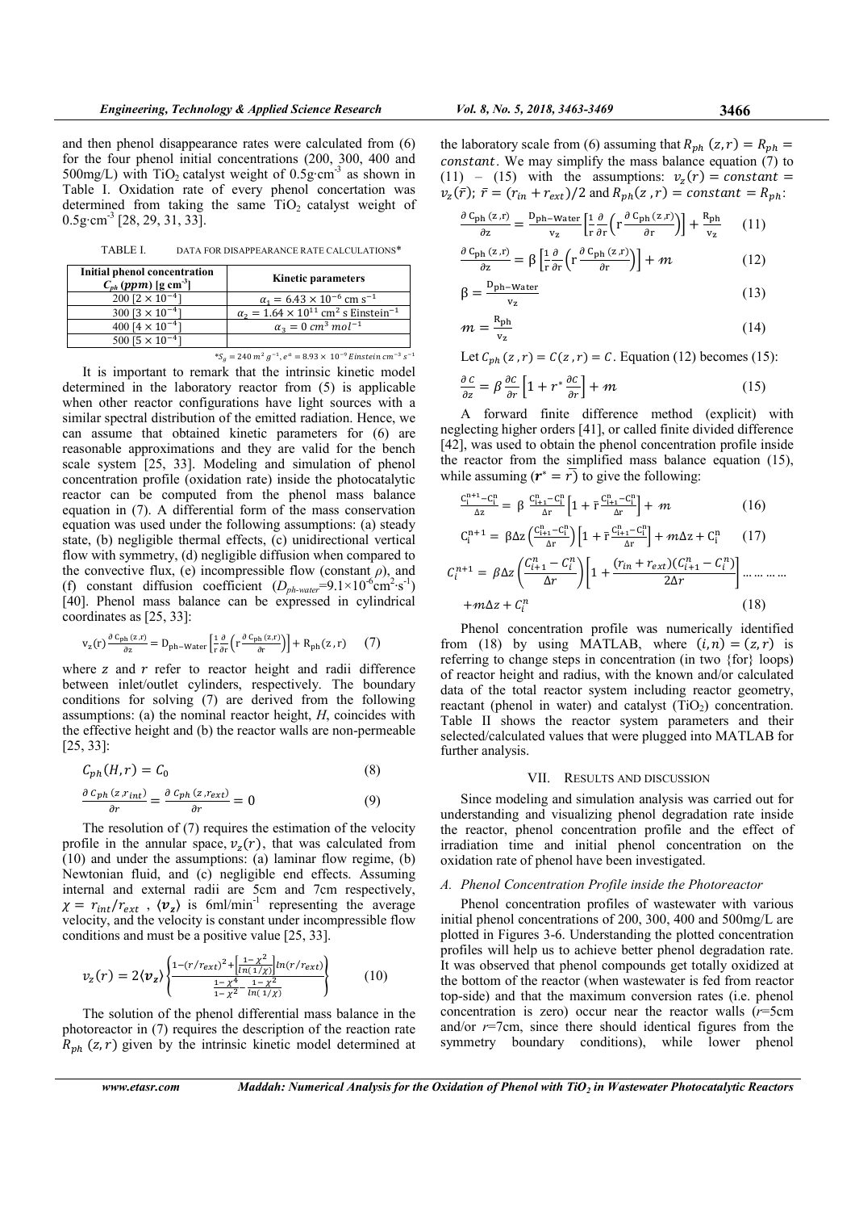and then phenol disappearance rates were calculated from (6) for the four phenol initial concentrations (200, 300, 400 and 500mg/L) with $TiO_2$ catalyst weight of $0.5 g\cdot cm^{-3}$ as shown in Table I. Oxidation rate of every phenol concertation was determined from taking the same $TiO_2$ catalyst weight of $0.5 g\cdot cm^{-3}$ [28, 29, 31, 33].

TABLE I. DATA FOR DISAPPEARANCE RATE CALCULATIONS*

| Initial phenol concentration $C_{ph}$ (ppm) [g cm$^{-3}$] | Kinetic parameters |
|---|---|
| 200 [$2 \times 10^{-4}$] | $\alpha_1 = 6.43 \times 10^{-6}$ cm s$^{-1}$ |
| 300 [$3 \times 10^{-4}$] | $\alpha_2 = 1.64 \times 10^{11}$ cm$^2$ s Einstein$^{-1}$ |
| 400 [$4 \times 10^{-4}$] | $\alpha_3 = 0$ $cm^3\ mol^{-1}$ |
| 500 [$5 \times 10^{-4}$] | |

*$S_g = 240\ m^2\ g^{-1}$, $e^a = 8.93 \times 10^{-9}\ Einstein\ cm^{-3}\ s^{-1}$

It is important to remark that the intrinsic kinetic model determined in the laboratory reactor from (5) is applicable when other reactor configurations have light sources with a similar spectral distribution of the emitted radiation. Hence, we can assume that obtained kinetic parameters for (6) are reasonable approximations and they are valid for the bench scale system [25, 33]. Modeling and simulation of phenol concentration profile (oxidation rate) inside the photocatalytic reactor can be computed from the phenol mass balance equation in (7). A differential form of the mass conservation equation was used under the following assumptions: (a) steady state, (b) negligible thermal effects, (c) unidirectional vertical flow with symmetry, (d) negligible diffusion when compared to the convective flux, (e) incompressible flow (constant $\rho$), and (f) constant diffusion coefficient ($D_{ph\text{-}water}$=$9.1\times10^{-6}$cm$^2$·s$^{-1}$) [40]. Phenol mass balance can be expressed in cylindrical coordinates as [25, 33]:

$$\mathrm{v_z(r)}\frac{\partial\, \mathrm{C_{ph}}(z,r)}{\partial z} = \mathrm{D_{ph-Water}}\left[\frac{1}{r}\frac{\partial}{\partial r}\left(r\frac{\partial\, \mathrm{C_{ph}}(z,r)}{\partial r}\right)\right] + \mathrm{R_{ph}}(z,r) \quad (7)$$

where $z$ and $r$ refer to reactor height and radii difference between inlet/outlet cylinders, respectively. The boundary conditions for solving (7) are derived from the following assumptions: (a) the nominal reactor height, $H$, coincides with the effective height and (b) the reactor walls are non-permeable [25, 33]:

$$C_{ph}(H,r) = C_0 \quad (8)$$

$$\frac{\partial\, C_{ph}(z,r_{int})}{\partial r} = \frac{\partial\, C_{ph}(z,r_{ext})}{\partial r} = 0 \quad (9)$$

The resolution of (7) requires the estimation of the velocity profile in the annular space, $v_z(r)$, that was calculated from (10) and under the assumptions: (a) laminar flow regime, (b) Newtonian fluid, and (c) negligible end effects. Assuming internal and external radii are 5cm and 7cm respectively, $\chi = r_{int}/r_{ext}$ , $\langle v_z \rangle$ is 6ml/min$^{-1}$ representing the average velocity, and the velocity is constant under incompressible flow conditions and must be a positive value [25, 33].

$$v_z(r) = 2\langle v_z\rangle\left\{\frac{1-(r/r_{ext})^2+\left[\frac{1-\chi^2}{ln(1/\chi)}\right]ln(r/r_{ext})}{\frac{1-\chi^4}{1-\chi^2}-\frac{1-\chi^2}{ln(1/\chi)}}\right\} \quad (10)$$

The solution of the phenol differential mass balance in the photoreactor in (7) requires the description of the reaction rate $R_{ph}\,(z,r)$ given by the intrinsic kinetic model determined at the laboratory scale from (6) assuming that $R_{ph}\,(z,r) = R_{ph} = constant$. We may simplify the mass balance equation (7) to (11) – (15) with the assumptions: $v_z(r) = constant = v_z(\bar{r})$; $\bar{r} = (r_{in} + r_{ext})/2$ and $R_{ph}(z\,,r) = constant = R_{ph}$:

$$\frac{\partial\, \mathrm{C_{ph}}(z,r)}{\partial z} = \frac{\mathrm{D_{ph-Water}}}{\mathrm{v_z}}\left[\frac{1}{r}\frac{\partial}{\partial r}\left(r\frac{\partial\, \mathrm{C_{ph}}(z,r)}{\partial r}\right)\right] + \frac{\mathrm{R_{ph}}}{\mathrm{v_z}} \quad (11)$$

$$\frac{\partial\, \mathrm{C_{ph}}(z,r)}{\partial z} = \beta\left[\frac{1}{r}\frac{\partial}{\partial r}\left(r\frac{\partial\, \mathrm{C_{ph}}(z,r)}{\partial r}\right)\right] + m \quad (12)$$

$$\beta = \frac{\mathrm{D_{ph-Water}}}{\mathrm{v_z}} \quad (13)$$

$$m = \frac{\mathrm{R_{ph}}}{\mathrm{v_z}} \quad (14)$$

Let $C_{ph}\,(z\,,r) = C(z\,,r) = C$. Equation (12) becomes (15):

$$\frac{\partial C}{\partial z} = \beta\frac{\partial C}{\partial r}\left[1 + r^*\frac{\partial C}{\partial r}\right] + m \quad (15)$$

A forward finite difference method (explicit) with neglecting higher orders [41], or called finite divided difference [42], was used to obtain the phenol concentration profile inside the reactor from the simplified mass balance equation (15), while assuming ($\boldsymbol{r^*} = \bar{r}$) to give the following:

$$\frac{C_i^{n+1}-C_i^n}{\Delta z} = \beta\,\frac{C_{i+1}^n-C_i^n}{\Delta r}\left[1 + \bar{r}\frac{C_{i+1}^n-C_i^n}{\Delta r}\right] + m \quad (16)$$

$$C_i^{n+1} = \beta\Delta z\left(\frac{C_{i+1}^n-C_i^n}{\Delta r}\right)\left[1 + \bar{r}\frac{C_{i+1}^n-C_i^n}{\Delta r}\right] + m\Delta z + C_i^n \quad (17)$$

$$C_i^{n+1} = \beta\Delta z\left(\frac{C_{i+1}^n-C_i^n}{\Delta r}\right)\left[1 + \frac{(r_{in}+r_{ext})(C_{i+1}^n-C_i^n)}{2\Delta r}\right] \dots\dots\dots$$
$$+ m\Delta z + C_i^n \quad (18)$$

Phenol concentration profile was numerically identified from (18) by using MATLAB, where $(i,n) = (z,r)$ is referring to change steps in concentration (in two {for} loops) of reactor height and radius, with the known and/or calculated data of the total reactor system including reactor geometry, reactant (phenol in water) and catalyst ($TiO_2$) concentration. Table II shows the reactor system parameters and their selected/calculated values that were plugged into MATLAB for further analysis.

## VII. RESULTS AND DISCUSSION

Since modeling and simulation analysis was carried out for understanding and visualizing phenol degradation rate inside the reactor, phenol concentration profile and the effect of irradiation time and initial phenol concentration on the oxidation rate of phenol have been investigated.

### A. Phenol Concentration Profile inside the Photoreactor

Phenol concentration profiles of wastewater with various initial phenol concentrations of 200, 300, 400 and 500mg/L are plotted in Figures 3-6. Understanding the plotted concentration profiles will help us to achieve better phenol degradation rate. It was observed that phenol compounds get totally oxidized at the bottom of the reactor (when wastewater is fed from reactor top-side) and that the maximum conversion rates (i.e. phenol concentration is zero) occur near the reactor walls ($r$=5cm and/or $r$=7cm, since there should identical figures from the symmetry boundary conditions), while lower phenol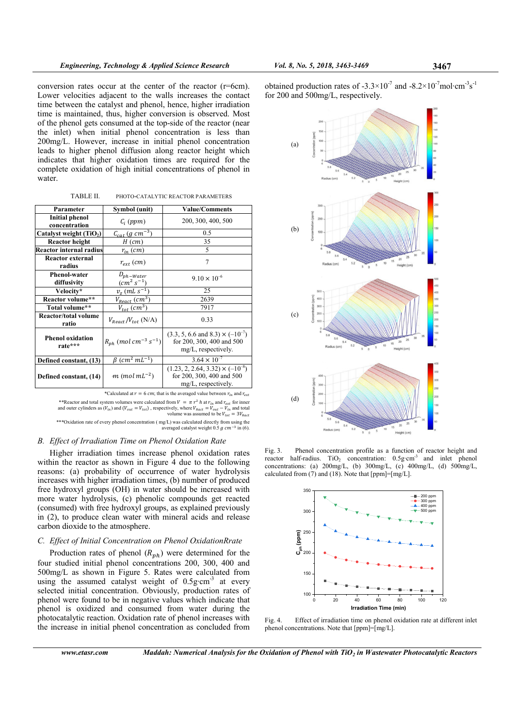conversion rates occur at the center of the reactor (r=6cm). Lower velocities adjacent to the walls increases the contact time between the catalyst and phenol, hence, higher irradiation time is maintained, thus, higher conversion is observed. Most of the phenol gets consumed at the top-side of the reactor (near the inlet) when initial phenol concentration is less than 200mg/L. However, increase in initial phenol concentration leads to higher phenol diffusion along reactor height which indicates that higher oxidation times are required for the complete oxidation of high initial concentrations of phenol in water.

TABLE II. PHOTO-CATALYTIC REACTOR PARAMETERS

| Parameter | Symbol (unit) | Value/Comments |
|---|---|---|
| Initial phenol concentration | $C_i$ $(ppm)$ | 200, 300, 400, 500 |
| Catalyst weight ($TiO_2$) | $C_{cat}$ $(g\ cm^{-3})$ | 0.5 |
| Reactor height | $H$ $(cm)$ | 35 |
| Reactor internal radius | $r_{in}$ $(cm)$ | 5 |
| Reactor external radius | $r_{ext}$ $(cm)$ | 7 |
| Phenol-water diffusivity | $D_{ph-Water}$ $(cm^2\ s^{-1})$ | $9.10 \times 10^{-6}$ |
| Velocity* | $v_z$ $(mL\ s^{-1})$ | 25 |
| Reactor volume** | $V_{React}$ $(cm^3)$ | 2639 |
| Total volume** | $V_{tot}$ $(cm^3)$ | 7917 |
| Reactor/total volume ratio | $V_{React}/V_{tot}$ (N/A) | 0.33 |
| Phenol oxidation rate*** | $R_{ph}$ $(mol\ cm^{-3}\ s^{-1})$ | (3.3, 5, 6.6 and 8.3) $\times$ $(-10^{-7})$ for 200, 300, 400 and 500 mg/L, respectively. |
| Defined constant, (13) | $\beta$ $(cm^2\ mL^{-1})$ | $3.64 \times 10^{-7}$ |
| Defined constant, (14) | $m$ $(mol\ mL^{-2})$ | (1.23, 2, 2.64, 3.32) $\times$ $(-10^{-8})$ for 200, 300, 400 and 500 mg/L, respectively. |

*Calculated at $r = 6\ cm$; that is the averaged value between $r_{in}$ and $r_{ext}$

**Reactor and total system volumes were calculated from $V = \pi r^2 h$ at $r_{in}$ and $r_{ext}$ for inner and outer cylinders as ($V_{in}$) and ($V_{out} = V_{tot}$), respectively, where $V_{React} = V_{out} - V_{in}$ and total volume was assumed to be $V_{tot} = 3V_{React}$

***Oxidation rate of every phenol concentration ( mg/L) was calculated directly from using the averaged catalyst weight $0.5\ g\ cm^{-3}$ in (6).

## B. Effect of Irradiation Time on Phenol Oxidation Rate

Higher irradiation times increase phenol oxidation rates within the reactor as shown in Figure 4 due to the following reasons: (a) probability of occurrence of water hydrolysis increases with higher irradiation times, (b) number of produced free hydroxyl groups (OH) in water should be increased with more water hydrolysis, (c) phenolic compounds get reacted (consumed) with free hydroxyl groups, as explained previously in (2), to produce clean water with mineral acids and release carbon dioxide to the atmosphere.

## C. Effect of Initial Concentration on Phenol OxidationRrate

Production rates of phenol ($R_{ph}$) were determined for the four studied initial phenol concentrations 200, 300, 400 and 500mg/L as shown in Figure 5. Rates were calculated from using the assumed catalyst weight of $0.5 g\cdot cm^{-3}$ at every selected initial concentration. Obviously, production rates of phenol were found to be in negative values which indicate that phenol is oxidized and consumed from water during the photocatalytic reaction. Oxidation rate of phenol increases with the increase in initial phenol concentration as concluded from obtained production rates of $-3.3\times10^{-7}$ and $-8.2\times10^{-7} mol\cdot cm^{-3}s^{-1}$ for 200 and 500mg/L, respectively.

Fig. 3. Phenol concentration profile as a function of reactor height and reactor half-radius. $TiO_2$ concentration: $0.5g\cdot cm^{-3}$ and inlet phenol concentrations: (a) 200mg/L, (b) 300mg/L, (c) 400mg/L, (d) 500mg/L, calculated from (7) and (18). Note that [ppm]=[mg/L].

Fig. 4. Effect of irradiation time on phenol oxidation rate at different inlet phenol concentrations. Note that [ppm]=[mg/L].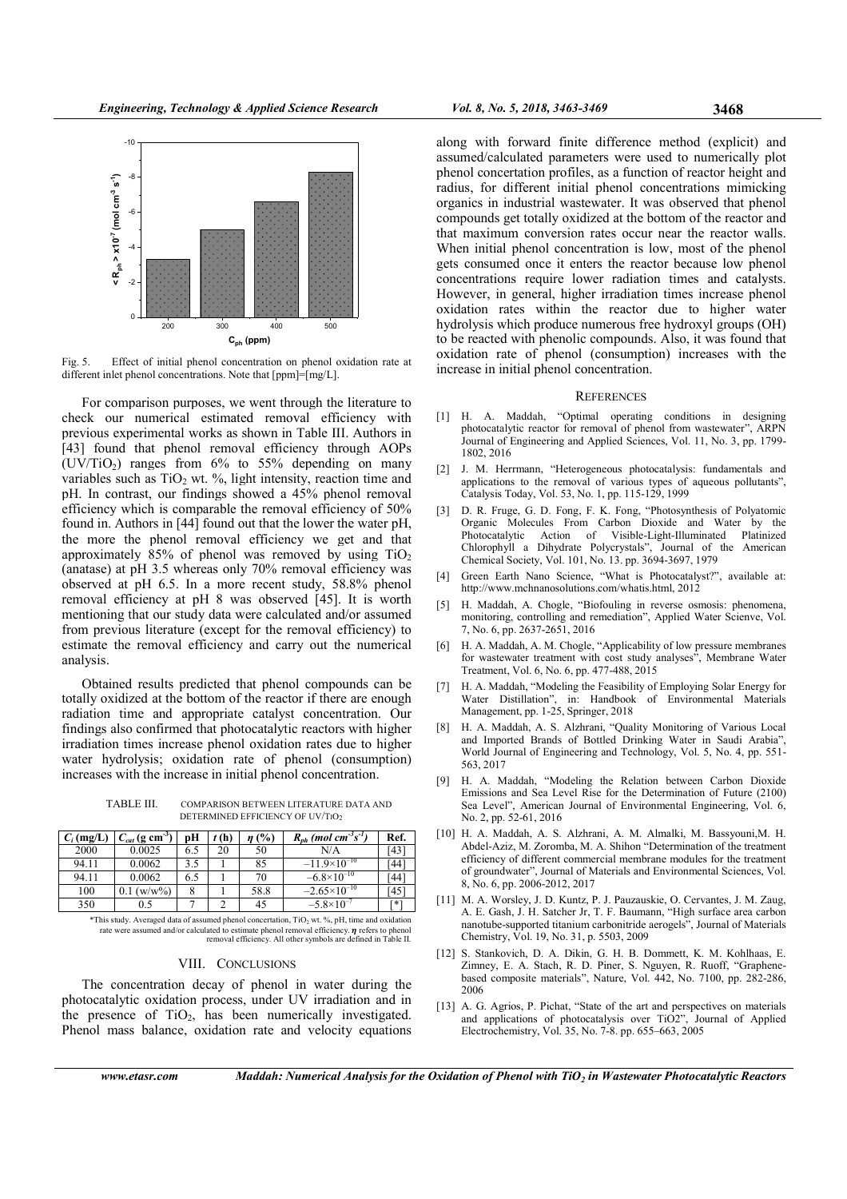Fig. 5. Effect of initial phenol concentration on phenol oxidation rate at different inlet phenol concentrations. Note that [ppm]=[mg/L].

For comparison purposes, we went through the literature to check our numerical estimated removal efficiency with previous experimental works as shown in Table III. Authors in [43] found that phenol removal efficiency through AOPs ($UV/TiO_2$) ranges from 6% to 55% depending on many variables such as $TiO_2$ wt. %, light intensity, reaction time and pH. In contrast, our findings showed a 45% phenol removal efficiency which is comparable the removal efficiency of 50% found in. Authors in [44] found out that the lower the water pH, the more the phenol removal efficiency we get and that approximately 85% of phenol was removed by using $TiO_2$ (anatase) at pH 3.5 whereas only 70% removal efficiency was observed at pH 6.5. In a more recent study, 58.8% phenol removal efficiency at pH 8 was observed [45]. It is worth mentioning that our study data were calculated and/or assumed from previous literature (except for the removal efficiency) to estimate the removal efficiency and carry out the numerical analysis.

Obtained results predicted that phenol compounds can be totally oxidized at the bottom of the reactor if there are enough radiation time and appropriate catalyst concentration. Our findings also confirmed that photocatalytic reactors with higher irradiation times increase phenol oxidation rates due to higher water hydrolysis; oxidation rate of phenol (consumption) increases with the increase in initial phenol concentration.

TABLE III. COMPARISON BETWEEN LITERATURE DATA AND DETERMINED EFFICIENCY OF $UV/TiO_2$

| $C_i$ (mg/L) | $C_{cat}$ (g cm$^{-3}$) | pH | $t$ (h) | $\eta$ (%) | $R_{ph}$ (mol cm$^{-3}$s$^{-1}$) | Ref. |
|---|---|---|---|---|---|---|
| 2000 | 0.0025 | 6.5 | 20 | 50 | N/A | [43] |
| 94.11 | 0.0062 | 3.5 | 1 | 85 | $-11.9\times10^{-10}$ | [44] |
| 94.11 | 0.0062 | 6.5 | 1 | 70 | $-6.8\times10^{-10}$ | [44] |
| 100 | 0.1 (w/w%) | 8 | 1 | 58.8 | $-2.65\times10^{-10}$ | [45] |
| 350 | 0.5 | 7 | 2 | 45 | $-5.8\times10^{-7}$ | [*] |

*This study. Averaged data of assumed phenol concertation, $TiO_2$ wt. %, pH, time and oxidation rate were assumed and/or calculated to estimate phenol removal efficiency. $\eta$ refers to phenol removal efficiency. All other symbols are defined in Table II.

## VIII. CONCLUSIONS

The concentration decay of phenol in water during the photocatalytic oxidation process, under UV irradiation and in the presence of $TiO_2$, has been numerically investigated. Phenol mass balance, oxidation rate and velocity equations along with forward finite difference method (explicit) and assumed/calculated parameters were used to numerically plot phenol concertation profiles, as a function of reactor height and radius, for different initial phenol concentrations mimicking organics in industrial wastewater. It was observed that phenol compounds get totally oxidized at the bottom of the reactor and that maximum conversion rates occur near the reactor walls. When initial phenol concentration is low, most of the phenol gets consumed once it enters the reactor because low phenol concentrations require lower radiation times and catalysts. However, in general, higher irradiation times increase phenol oxidation rates within the reactor due to higher water hydrolysis which produce numerous free hydroxyl groups (OH) to be reacted with phenolic compounds. Also, it was found that oxidation rate of phenol (consumption) increases with the increase in initial phenol concentration.

## REFERENCES

[1] H. A. Maddah, "Optimal operating conditions in designing photocatalytic reactor for removal of phenol from wastewater", ARPN Journal of Engineering and Applied Sciences, Vol. 11, No. 3, pp. 1799-1802, 2016

[2] J. M. Herrmann, "Heterogeneous photocatalysis: fundamentals and applications to the removal of various types of aqueous pollutants", Catalysis Today, Vol. 53, No. 1, pp. 115-129, 1999

[3] D. R. Fruge, G. D. Fong, F. K. Fong, "Photosynthesis of Polyatomic Organic Molecules From Carbon Dioxide and Water by the Photocatalytic Action of Visible-Light-Illuminated Platinized Chlorophyll a Dihydrate Polycrystals", Journal of the American Chemical Society, Vol. 101, No. 13. pp. 3694-3697, 1979

[4] Green Earth Nano Science, "What is Photocatalyst?", available at: http://www.mchnanosolutions.com/whatis.html, 2012

[5] H. Maddah, A. Chogle, "Biofouling in reverse osmosis: phenomena, monitoring, controlling and remediation", Applied Water Scienve, Vol. 7, No. 6, pp. 2637-2651, 2016

[6] H. A. Maddah, A. M. Chogle, "Applicability of low pressure membranes for wastewater treatment with cost study analyses", Membrane Water Treatment, Vol. 6, No. 6, pp. 477-488, 2015

[7] H. A. Maddah, "Modeling the Feasibility of Employing Solar Energy for Water Distillation", in: Handbook of Environmental Materials Management, pp. 1-25, Springer, 2018

[8] H. A. Maddah, A. S. Alzhrani, "Quality Monitoring of Various Local and Imported Brands of Bottled Drinking Water in Saudi Arabia", World Journal of Engineering and Technology, Vol. 5, No. 4, pp. 551-563, 2017

[9] H. A. Maddah, "Modeling the Relation between Carbon Dioxide Emissions and Sea Level Rise for the Determination of Future (2100) Sea Level", American Journal of Environmental Engineering, Vol. 6, No. 2, pp. 52-61, 2016

[10] H. A. Maddah, A. S. Alzhrani, A. M. Almalki, M. Bassyouni,M. H. Abdel-Aziz, M. Zoromba, M. A. Shihon "Determination of the treatment efficiency of different commercial membrane modules for the treatment of groundwater", Journal of Materials and Environmental Sciences, Vol. 8, No. 6, pp. 2006-2012, 2017

[11] M. A. Worsley, J. D. Kuntz, P. J. Pauzauskie, O. Cervantes, J. M. Zaug, A. E. Gash, J. H. Satcher Jr, T. F. Baumann, "High surface area carbon nanotube-supported titanium carbonitride aerogels", Journal of Materials Chemistry, Vol. 19, No. 31, p. 5503, 2009

[12] S. Stankovich, D. A. Dikin, G. H. B. Dommett, K. M. Kohlhaas, E. Zimney, E. A. Stach, R. D. Piner, S. Nguyen, R. Ruoff, "Graphene-based composite materials", Nature, Vol. 442, No. 7100, pp. 282-286, 2006

[13] A. G. Agrios, P. Pichat, "State of the art and perspectives on materials and applications of photocatalysis over TiO2", Journal of Applied Electrochemistry, Vol. 35, No. 7-8. pp. 655–663, 2005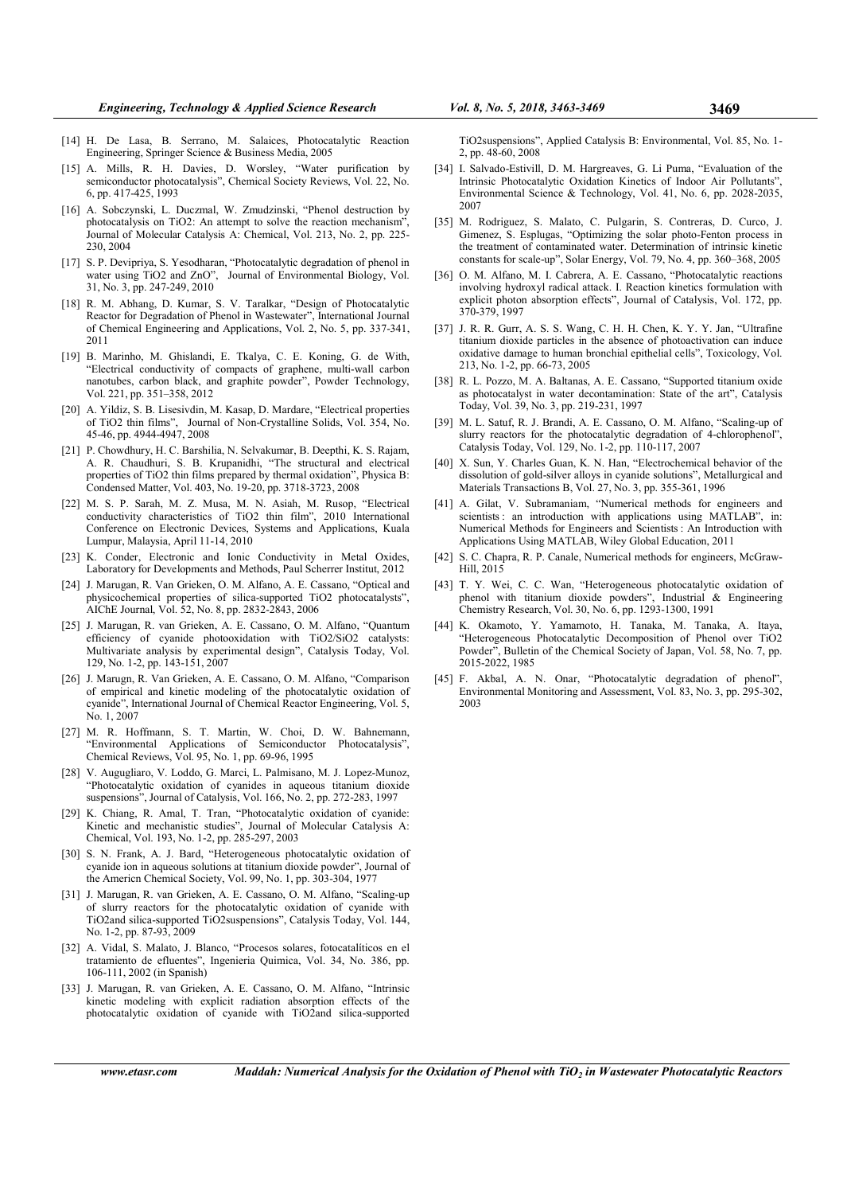[14] H. De Lasa, B. Serrano, M. Salaices, Photocatalytic Reaction Engineering, Springer Science & Business Media, 2005

[15] A. Mills, R. H. Davies, D. Worsley, "Water purification by semiconductor photocatalysis", Chemical Society Reviews, Vol. 22, No. 6, pp. 417-425, 1993

[16] A. Sobczynski, L. Duczmal, W. Zmudzinski, "Phenol destruction by photocatalysis on TiO2: An attempt to solve the reaction mechanism", Journal of Molecular Catalysis A: Chemical, Vol. 213, No. 2, pp. 225-230, 2004

[17] S. P. Devipriya, S. Yesodharan, "Photocatalytic degradation of phenol in water using TiO2 and ZnO", Journal of Environmental Biology, Vol. 31, No. 3, pp. 247-249, 2010

[18] R. M. Abhang, D. Kumar, S. V. Taralkar, "Design of Photocatalytic Reactor for Degradation of Phenol in Wastewater", International Journal of Chemical Engineering and Applications, Vol. 2, No. 5, pp. 337-341, 2011

[19] B. Marinho, M. Ghislandi, E. Tkalya, C. E. Koning, G. de With, "Electrical conductivity of compacts of graphene, multi-wall carbon nanotubes, carbon black, and graphite powder", Powder Technology, Vol. 221, pp. 351–358, 2012

[20] A. Yildiz, S. B. Lisesivdin, M. Kasap, D. Mardare, "Electrical properties of TiO2 thin films", Journal of Non-Crystalline Solids, Vol. 354, No. 45-46, pp. 4944-4947, 2008

[21] P. Chowdhury, H. C. Barshilia, N. Selvakumar, B. Deepthi, K. S. Rajam, A. R. Chaudhuri, S. B. Krupanidhi, "The structural and electrical properties of TiO2 thin films prepared by thermal oxidation", Physica B: Condensed Matter, Vol. 403, No. 19-20, pp. 3718-3723, 2008

[22] M. S. P. Sarah, M. Z. Musa, M. N. Asiah, M. Rusop, "Electrical conductivity characteristics of TiO2 thin film", 2010 International Conference on Electronic Devices, Systems and Applications, Kuala Lumpur, Malaysia, April 11-14, 2010

[23] K. Conder, Electronic and Ionic Conductivity in Metal Oxides, Laboratory for Developments and Methods, Paul Scherrer Institut, 2012

[24] J. Marugan, R. Van Grieken, O. M. Alfano, A. E. Cassano, "Optical and physicochemical properties of silica-supported TiO2 photocatalysts", AIChE Journal, Vol. 52, No. 8, pp. 2832-2843, 2006

[25] J. Marugan, R. van Grieken, A. E. Cassano, O. M. Alfano, "Quantum efficiency of cyanide photooxidation with TiO2/SiO2 catalysts: Multivariate analysis by experimental design", Catalysis Today, Vol. 129, No. 1-2, pp. 143-151, 2007

[26] J. Marugn, R. Van Grieken, A. E. Cassano, O. M. Alfano, "Comparison of empirical and kinetic modeling of the photocatalytic oxidation of cyanide", International Journal of Chemical Reactor Engineering, Vol. 5, No. 1, 2007

[27] M. R. Hoffmann, S. T. Martin, W. Choi, D. W. Bahnemann, "Environmental Applications of Semiconductor Photocatalysis", Chemical Reviews, Vol. 95, No. 1, pp. 69-96, 1995

[28] V. Augugliaro, V. Loddo, G. Marci, L. Palmisano, M. J. Lopez-Munoz, "Photocatalytic oxidation of cyanides in aqueous titanium dioxide suspensions", Journal of Catalysis, Vol. 166, No. 2, pp. 272-283, 1997

[29] K. Chiang, R. Amal, T. Tran, "Photocatalytic oxidation of cyanide: Kinetic and mechanistic studies", Journal of Molecular Catalysis A: Chemical, Vol. 193, No. 1-2, pp. 285-297, 2003

[30] S. N. Frank, A. J. Bard, "Heterogeneous photocatalytic oxidation of cyanide ion in aqueous solutions at titanium dioxide powder", Journal of the Americn Chemical Society, Vol. 99, No. 1, pp. 303-304, 1977

[31] J. Marugan, R. van Grieken, A. E. Cassano, O. M. Alfano, "Scaling-up of slurry reactors for the photocatalytic oxidation of cyanide with TiO2and silica-supported TiO2suspensions", Catalysis Today, Vol. 144, No. 1-2, pp. 87-93, 2009

[32] A. Vidal, S. Malato, J. Blanco, "Procesos solares, fotocatalíticos en el tratamiento de efluentes", Ingenieria Quimica, Vol. 34, No. 386, pp. 106-111, 2002 (in Spanish)

[33] J. Marugan, R. van Grieken, A. E. Cassano, O. M. Alfano, "Intrinsic kinetic modeling with explicit radiation absorption effects of the photocatalytic oxidation of cyanide with TiO2and silica-supported TiO2suspensions", Applied Catalysis B: Environmental, Vol. 85, No. 1-2, pp. 48-60, 2008

[34] I. Salvado-Estivill, D. M. Hargreaves, G. Li Puma, "Evaluation of the Intrinsic Photocatalytic Oxidation Kinetics of Indoor Air Pollutants", Environmental Science & Technology, Vol. 41, No. 6, pp. 2028-2035, 2007

[35] M. Rodriguez, S. Malato, C. Pulgarin, S. Contreras, D. Curco, J. Gimenez, S. Esplugas, "Optimizing the solar photo-Fenton process in the treatment of contaminated water. Determination of intrinsic kinetic constants for scale-up", Solar Energy, Vol. 79, No. 4, pp. 360–368, 2005

[36] O. M. Alfano, M. I. Cabrera, A. E. Cassano, "Photocatalytic reactions involving hydroxyl radical attack. I. Reaction kinetics formulation with explicit photon absorption effects", Journal of Catalysis, Vol. 172, pp. 370-379, 1997

[37] J. R. R. Gurr, A. S. S. Wang, C. H. H. Chen, K. Y. Y. Jan, "Ultrafine titanium dioxide particles in the absence of photoactivation can induce oxidative damage to human bronchial epithelial cells", Toxicology, Vol. 213, No. 1-2, pp. 66-73, 2005

[38] R. L. Pozzo, M. A. Baltanas, A. E. Cassano, "Supported titanium oxide as photocatalyst in water decontamination: State of the art", Catalysis Today, Vol. 39, No. 3, pp. 219-231, 1997

[39] M. L. Satuf, R. J. Brandi, A. E. Cassano, O. M. Alfano, "Scaling-up of slurry reactors for the photocatalytic degradation of 4-chlorophenol", Catalysis Today, Vol. 129, No. 1-2, pp. 110-117, 2007

[40] X. Sun, Y. Charles Guan, K. N. Han, "Electrochemical behavior of the dissolution of gold-silver alloys in cyanide solutions", Metallurgical and Materials Transactions B, Vol. 27, No. 3, pp. 355-361, 1996

[41] A. Gilat, V. Subramaniam, "Numerical methods for engineers and scientists : an introduction with applications using MATLAB", in: Numerical Methods for Engineers and Scientists : An Introduction with Applications Using MATLAB, Wiley Global Education, 2011

[42] S. C. Chapra, R. P. Canale, Numerical methods for engineers, McGraw-Hill, 2015

[43] T. Y. Wei, C. C. Wan, "Heterogeneous photocatalytic oxidation of phenol with titanium dioxide powders", Industrial & Engineering Chemistry Research, Vol. 30, No. 6, pp. 1293-1300, 1991

[44] K. Okamoto, Y. Yamamoto, H. Tanaka, M. Tanaka, A. Itaya, "Heterogeneous Photocatalytic Decomposition of Phenol over TiO2 Powder", Bulletin of the Chemical Society of Japan, Vol. 58, No. 7, pp. 2015-2022, 1985

[45] F. Akbal, A. N. Onar, "Photocatalytic degradation of phenol", Environmental Monitoring and Assessment, Vol. 83, No. 3, pp. 295-302, 2003